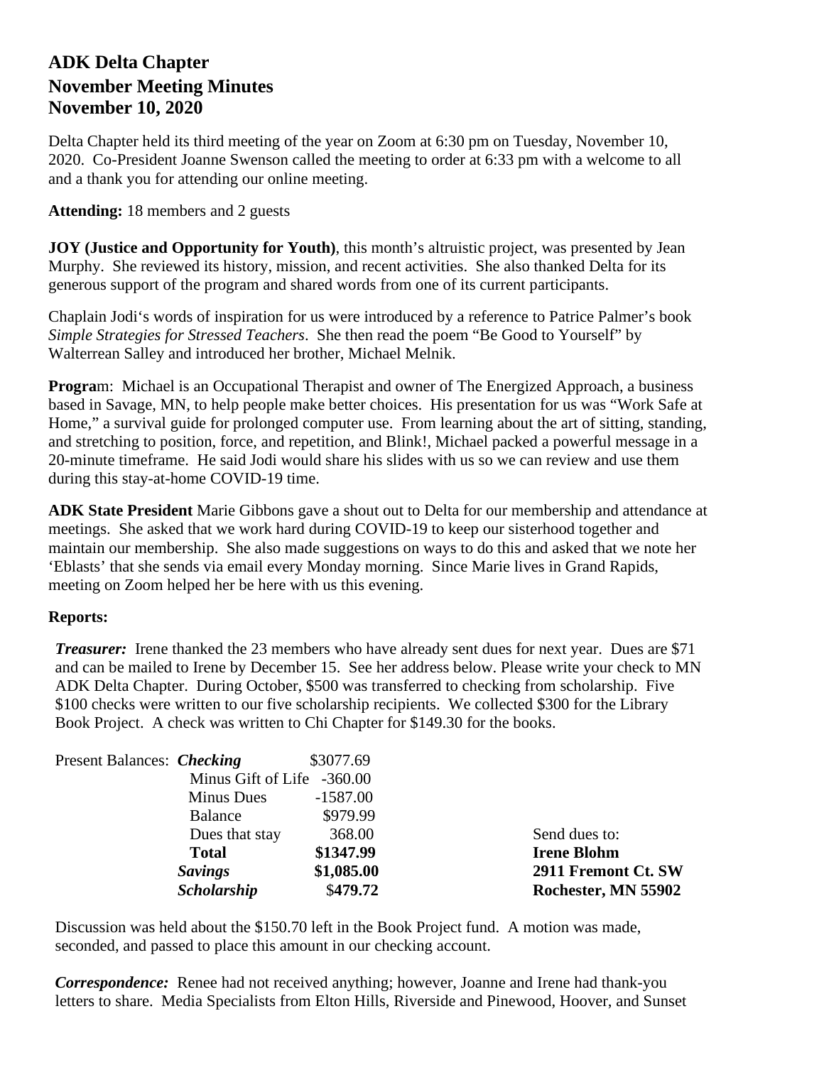# ADK Delta Chapter
# November Meeting Minutes
# November 10, 2020

Delta Chapter held its third meeting of the year on Zoom at 6:30 pm on Tuesday, November 10, 2020. Co-President Joanne Swenson called the meeting to order at 6:33 pm with a welcome to all and a thank you for attending our online meeting.

**Attending:** 18 members and 2 guests

**JOY (Justice and Opportunity for Youth)**, this month's altruistic project, was presented by Jean Murphy. She reviewed its history, mission, and recent activities. She also thanked Delta for its generous support of the program and shared words from one of its current participants.

Chaplain Jodi's words of inspiration for us were introduced by a reference to Patrice Palmer's book *Simple Strategies for Stressed Teachers*. She then read the poem "Be Good to Yourself" by Walterrean Salley and introduced her brother, Michael Melnik.

**Progra**m: Michael is an Occupational Therapist and owner of The Energized Approach, a business based in Savage, MN, to help people make better choices. His presentation for us was "Work Safe at Home," a survival guide for prolonged computer use. From learning about the art of sitting, standing, and stretching to position, force, and repetition, and Blink!, Michael packed a powerful message in a 20-minute timeframe. He said Jodi would share his slides with us so we can review and use them during this stay-at-home COVID-19 time.

**ADK State President** Marie Gibbons gave a shout out to Delta for our membership and attendance at meetings. She asked that we work hard during COVID-19 to keep our sisterhood together and maintain our membership. She also made suggestions on ways to do this and asked that we note her 'Eblasts' that she sends via email every Monday morning. Since Marie lives in Grand Rapids, meeting on Zoom helped her be here with us this evening.

**Reports:**

***Treasurer:*** Irene thanked the 23 members who have already sent dues for next year. Dues are $71 and can be mailed to Irene by December 15. See her address below. Please write your check to MN ADK Delta Chapter. During October, $500 was transferred to checking from scholarship. Five $100 checks were written to our five scholarship recipients. We collected $300 for the Library Book Project. A check was written to Chi Chapter for $149.30 for the books.

| Present Balances: | | |
|---|---|---|
| ***Checking*** | $3077.69 | |
| Minus Gift of Life | -360.00 | |
| Minus Dues | -1587.00 | |
| Balance | $979.99 | |
| Dues that stay | 368.00 | Send dues to: |
| **Total** | **$1347.99** | **Irene Blohm** |
| ***Savings*** | **$1,085.00** | **2911 Fremont Ct. SW** |
| ***Scholarship*** | $**479.72** | **Rochester, MN 55902** |

Discussion was held about the $150.70 left in the Book Project fund. A motion was made, seconded, and passed to place this amount in our checking account.

***Correspondence:*** Renee had not received anything; however, Joanne and Irene had thank-you letters to share. Media Specialists from Elton Hills, Riverside and Pinewood, Hoover, and Sunset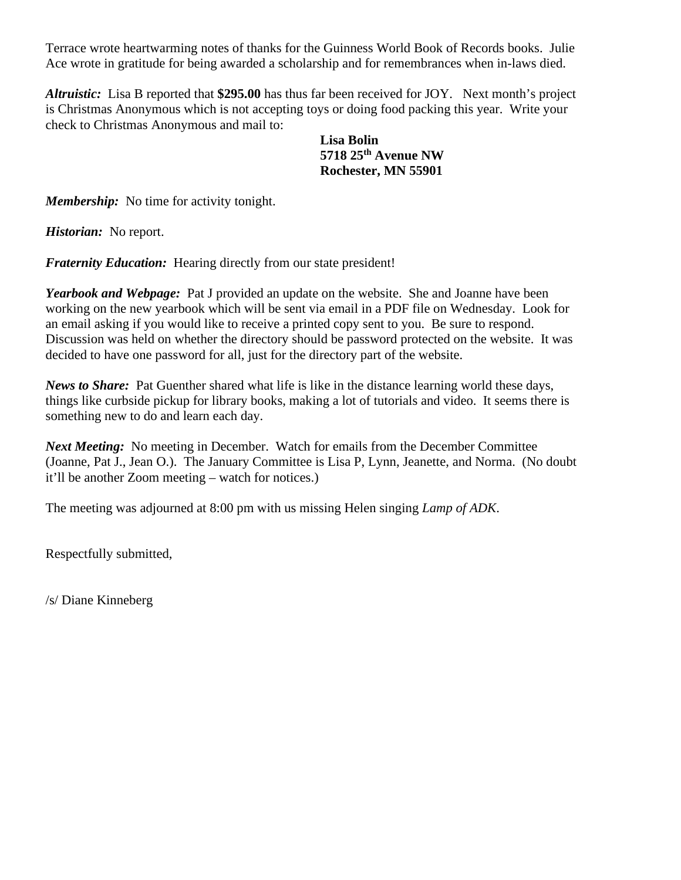Terrace wrote heartwarming notes of thanks for the Guinness World Book of Records books. Julie Ace wrote in gratitude for being awarded a scholarship and for remembrances when in-laws died.

***Altruistic:*** Lisa B reported that **$295.00** has thus far been received for JOY. Next month's project is Christmas Anonymous which is not accepting toys or doing food packing this year. Write your check to Christmas Anonymous and mail to:

**Lisa Bolin**
**5718 25th Avenue NW**
**Rochester, MN 55901**

***Membership:*** No time for activity tonight.

***Historian:*** No report.

***Fraternity Education:*** Hearing directly from our state president!

***Yearbook and Webpage:*** Pat J provided an update on the website. She and Joanne have been working on the new yearbook which will be sent via email in a PDF file on Wednesday. Look for an email asking if you would like to receive a printed copy sent to you. Be sure to respond. Discussion was held on whether the directory should be password protected on the website. It was decided to have one password for all, just for the directory part of the website.

***News to Share:*** Pat Guenther shared what life is like in the distance learning world these days, things like curbside pickup for library books, making a lot of tutorials and video. It seems there is something new to do and learn each day.

***Next Meeting:*** No meeting in December. Watch for emails from the December Committee (Joanne, Pat J., Jean O.). The January Committee is Lisa P, Lynn, Jeanette, and Norma. (No doubt it'll be another Zoom meeting – watch for notices.)

The meeting was adjourned at 8:00 pm with us missing Helen singing *Lamp of ADK*.

Respectfully submitted,

/s/ Diane Kinneberg